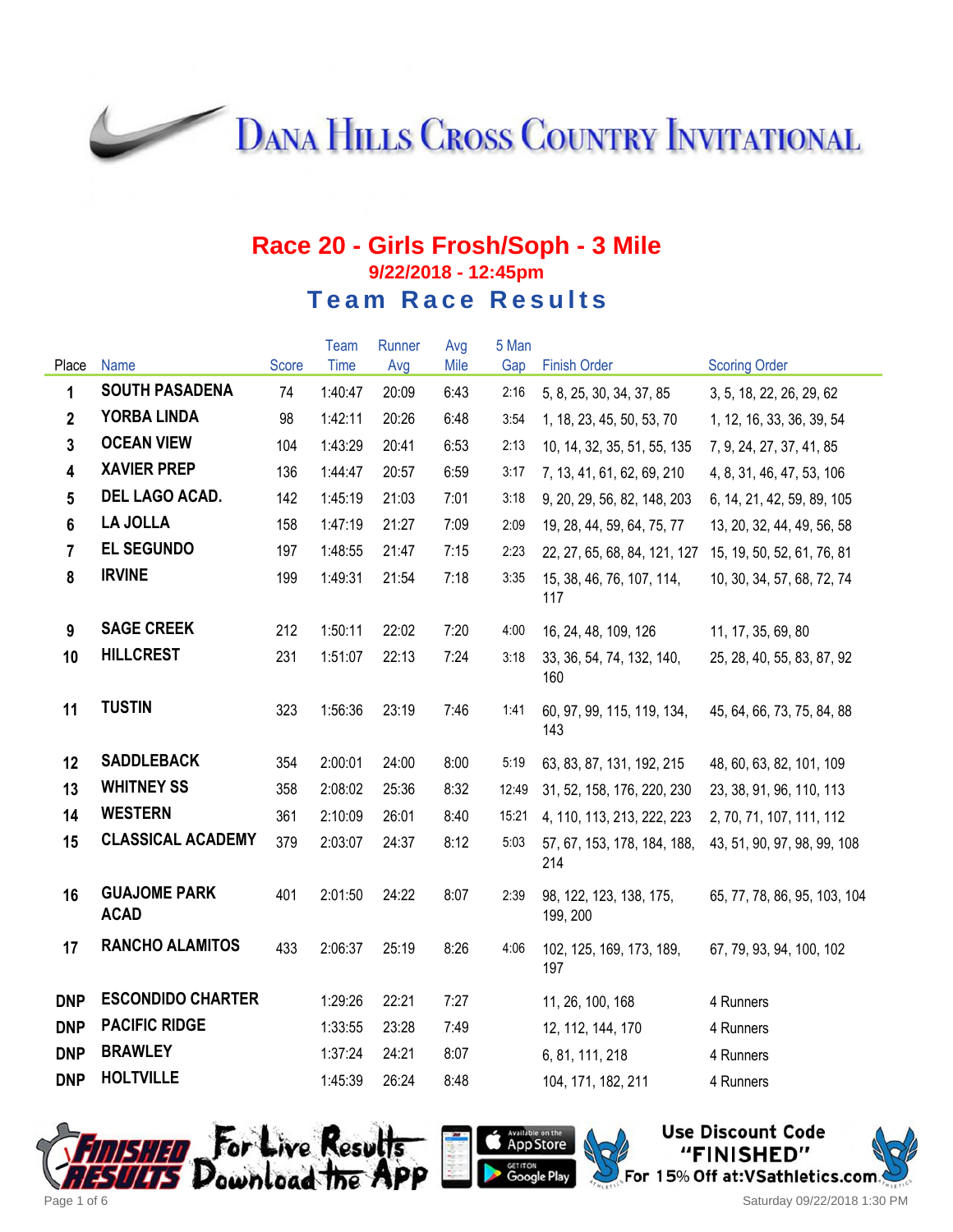# Dana Hills Cross Country Invitational

## Race 20 - Girls Frosh/Soph - 3 Mile

**9/22/2018 - 12:45pm**

### Team Race Results

| Place | Name | Score | Team Time | Runner Avg | Avg Mile | 5 Man Gap | Finish Order | Scoring Order |
|---|---|---|---|---|---|---|---|---|
| 1 | SOUTH PASADENA | 74 | 1:40:47 | 20:09 | 6:43 | 2:16 | 5, 8, 25, 30, 34, 37, 85 | 3, 5, 18, 22, 26, 29, 62 |
| 2 | YORBA LINDA | 98 | 1:42:11 | 20:26 | 6:48 | 3:54 | 1, 18, 23, 45, 50, 53, 70 | 1, 12, 16, 33, 36, 39, 54 |
| 3 | OCEAN VIEW | 104 | 1:43:29 | 20:41 | 6:53 | 2:13 | 10, 14, 32, 35, 51, 55, 135 | 7, 9, 24, 27, 37, 41, 85 |
| 4 | XAVIER PREP | 136 | 1:44:47 | 20:57 | 6:59 | 3:17 | 7, 13, 41, 61, 62, 69, 210 | 4, 8, 31, 46, 47, 53, 106 |
| 5 | DEL LAGO ACAD. | 142 | 1:45:19 | 21:03 | 7:01 | 3:18 | 9, 20, 29, 56, 82, 148, 203 | 6, 14, 21, 42, 59, 89, 105 |
| 6 | LA JOLLA | 158 | 1:47:19 | 21:27 | 7:09 | 2:09 | 19, 28, 44, 59, 64, 75, 77 | 13, 20, 32, 44, 49, 56, 58 |
| 7 | EL SEGUNDO | 197 | 1:48:55 | 21:47 | 7:15 | 2:23 | 22, 27, 65, 68, 84, 121, 127 | 15, 19, 50, 52, 61, 76, 81 |
| 8 | IRVINE | 199 | 1:49:31 | 21:54 | 7:18 | 3:35 | 15, 38, 46, 76, 107, 114, 117 | 10, 30, 34, 57, 68, 72, 74 |
| 9 | SAGE CREEK | 212 | 1:50:11 | 22:02 | 7:20 | 4:00 | 16, 24, 48, 109, 126 | 11, 17, 35, 69, 80 |
| 10 | HILLCREST | 231 | 1:51:07 | 22:13 | 7:24 | 3:18 | 33, 36, 54, 74, 132, 140, 160 | 25, 28, 40, 55, 83, 87, 92 |
| 11 | TUSTIN | 323 | 1:56:36 | 23:19 | 7:46 | 1:41 | 60, 97, 99, 115, 119, 134, 143 | 45, 64, 66, 73, 75, 84, 88 |
| 12 | SADDLEBACK | 354 | 2:00:01 | 24:00 | 8:00 | 5:19 | 63, 83, 87, 131, 192, 215 | 48, 60, 63, 82, 101, 109 |
| 13 | WHITNEY SS | 358 | 2:08:02 | 25:36 | 8:32 | 12:49 | 31, 52, 158, 176, 220, 230 | 23, 38, 91, 96, 110, 113 |
| 14 | WESTERN | 361 | 2:10:09 | 26:01 | 8:40 | 15:21 | 4, 110, 113, 213, 222, 223 | 2, 70, 71, 107, 111, 112 |
| 15 | CLASSICAL ACADEMY | 379 | 2:03:07 | 24:37 | 8:12 | 5:03 | 57, 67, 153, 178, 184, 188, 214 | 43, 51, 90, 97, 98, 99, 108 |
| 16 | GUAJOME PARK ACAD | 401 | 2:01:50 | 24:22 | 8:07 | 2:39 | 98, 122, 123, 138, 175, 199, 200 | 65, 77, 78, 86, 95, 103, 104 |
| 17 | RANCHO ALAMITOS | 433 | 2:06:37 | 25:19 | 8:26 | 4:06 | 102, 125, 169, 173, 189, 197 | 67, 79, 93, 94, 100, 102 |
| DNP | ESCONDIDO CHARTER | | 1:29:26 | 22:21 | 7:27 | | 11, 26, 100, 168 | 4 Runners |
| DNP | PACIFIC RIDGE | | 1:33:55 | 23:28 | 7:49 | | 12, 112, 144, 170 | 4 Runners |
| DNP | BRAWLEY | | 1:37:24 | 24:21 | 8:07 | | 6, 81, 111, 218 | 4 Runners |
| DNP | HOLTVILLE | | 1:45:39 | 26:24 | 8:48 | | 104, 171, 182, 211 | 4 Runners |

Finished Results — For Live Results Download the App — Available on the App Store / Get it on Google Play

Use Discount Code "FINISHED" For 15% Off at: VSathletics.com

Saturday 09/22/2018 1:30 PM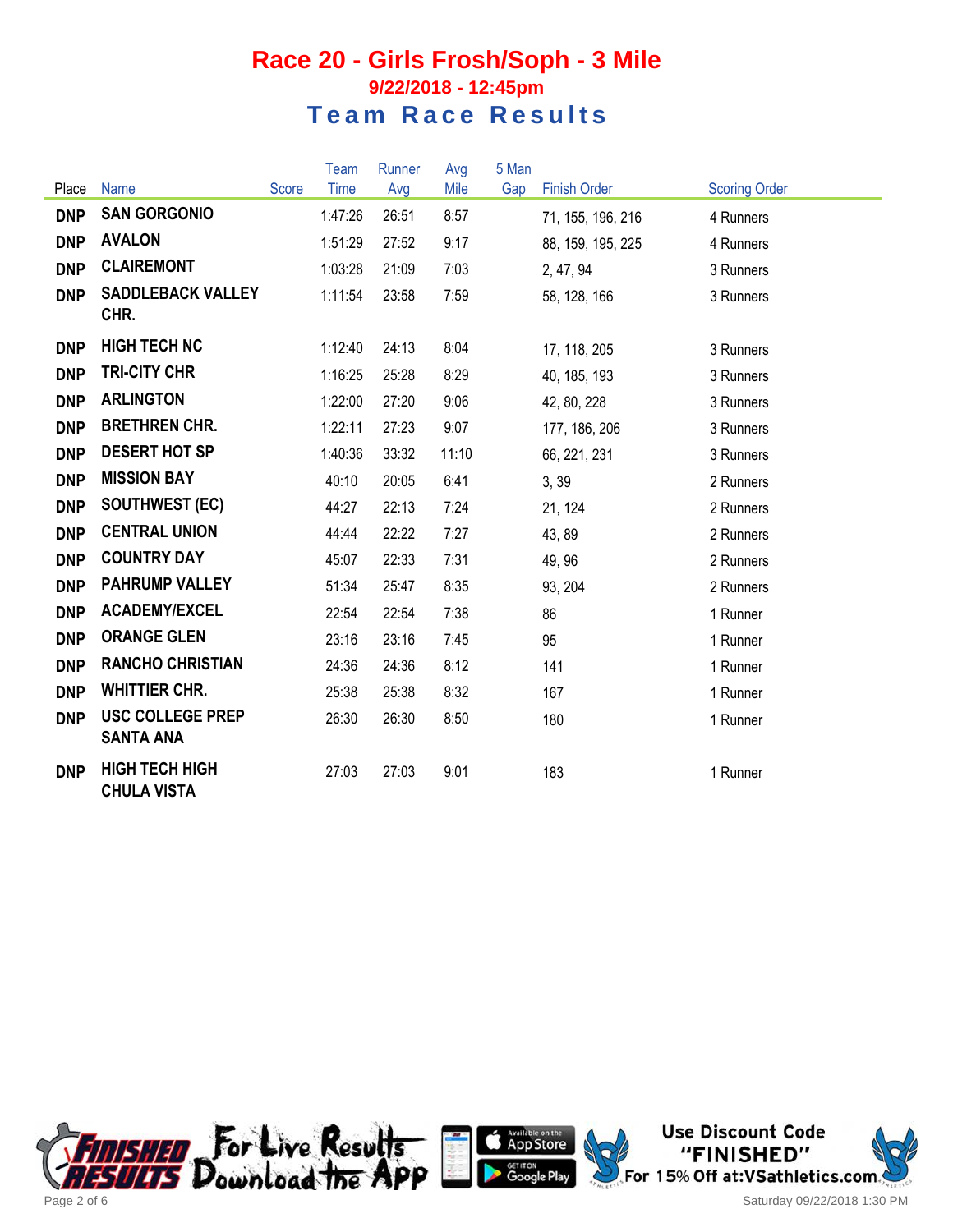# Race 20 - Girls Frosh/Soph - 3 Mile

### 9/22/2018 - 12:45pm

## Team Race Results

| Place | Name | Score | Team Time | Runner Avg | Avg Mile | 5 Man Gap | Finish Order | Scoring Order |
|---|---|---|---|---|---|---|---|---|
| DNP | SAN GORGONIO | | 1:47:26 | 26:51 | 8:57 | | 71, 155, 196, 216 | 4 Runners |
| DNP | AVALON | | 1:51:29 | 27:52 | 9:17 | | 88, 159, 195, 225 | 4 Runners |
| DNP | CLAIREMONT | | 1:03:28 | 21:09 | 7:03 | | 2, 47, 94 | 3 Runners |
| DNP | SADDLEBACK VALLEY CHR. | | 1:11:54 | 23:58 | 7:59 | | 58, 128, 166 | 3 Runners |
| DNP | HIGH TECH NC | | 1:12:40 | 24:13 | 8:04 | | 17, 118, 205 | 3 Runners |
| DNP | TRI-CITY CHR | | 1:16:25 | 25:28 | 8:29 | | 40, 185, 193 | 3 Runners |
| DNP | ARLINGTON | | 1:22:00 | 27:20 | 9:06 | | 42, 80, 228 | 3 Runners |
| DNP | BRETHREN CHR. | | 1:22:11 | 27:23 | 9:07 | | 177, 186, 206 | 3 Runners |
| DNP | DESERT HOT SP | | 1:40:36 | 33:32 | 11:10 | | 66, 221, 231 | 3 Runners |
| DNP | MISSION BAY | | 40:10 | 20:05 | 6:41 | | 3, 39 | 2 Runners |
| DNP | SOUTHWEST (EC) | | 44:27 | 22:13 | 7:24 | | 21, 124 | 2 Runners |
| DNP | CENTRAL UNION | | 44:44 | 22:22 | 7:27 | | 43, 89 | 2 Runners |
| DNP | COUNTRY DAY | | 45:07 | 22:33 | 7:31 | | 49, 96 | 2 Runners |
| DNP | PAHRUMP VALLEY | | 51:34 | 25:47 | 8:35 | | 93, 204 | 2 Runners |
| DNP | ACADEMY/EXCEL | | 22:54 | 22:54 | 7:38 | | 86 | 1 Runner |
| DNP | ORANGE GLEN | | 23:16 | 23:16 | 7:45 | | 95 | 1 Runner |
| DNP | RANCHO CHRISTIAN | | 24:36 | 24:36 | 8:12 | | 141 | 1 Runner |
| DNP | WHITTIER CHR. | | 25:38 | 25:38 | 8:32 | | 167 | 1 Runner |
| DNP | USC COLLEGE PREP SANTA ANA | | 26:30 | 26:30 | 8:50 | | 180 | 1 Runner |
| DNP | HIGH TECH HIGH CHULA VISTA | | 27:03 | 27:03 | 9:01 | | 183 | 1 Runner |

For Live Results Download the APP

Use Discount Code "FINISHED" For 15% Off at:VSathletics.com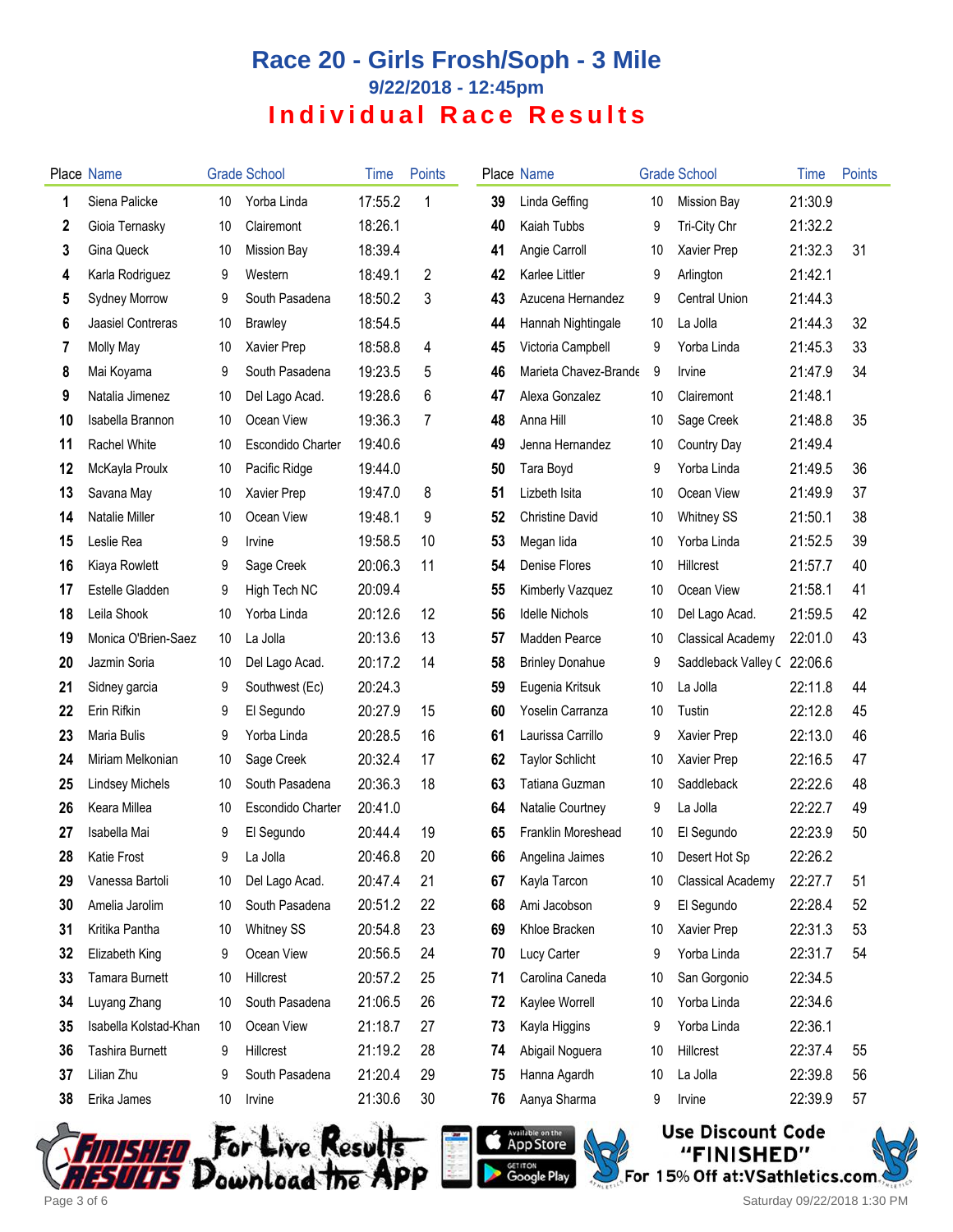# Race 20 - Girls Frosh/Soph - 3 Mile

## 9/22/2018 - 12:45pm

## Individual Race Results

| Place | Name | Grade | School | Time | Points |
|---|---|---|---|---|---|
| 1 | Siena Palicke | 10 | Yorba Linda | 17:55.2 | 1 |
| 2 | Gioia Ternasky | 10 | Clairemont | 18:26.1 | |
| 3 | Gina Queck | 10 | Mission Bay | 18:39.4 | |
| 4 | Karla Rodriguez | 9 | Western | 18:49.1 | 2 |
| 5 | Sydney Morrow | 9 | South Pasadena | 18:50.2 | 3 |
| 6 | Jaasiel Contreras | 10 | Brawley | 18:54.5 | |
| 7 | Molly May | 10 | Xavier Prep | 18:58.8 | 4 |
| 8 | Mai Koyama | 9 | South Pasadena | 19:23.5 | 5 |
| 9 | Natalia Jimenez | 10 | Del Lago Acad. | 19:28.6 | 6 |
| 10 | Isabella Brannon | 10 | Ocean View | 19:36.3 | 7 |
| 11 | Rachel White | 10 | Escondido Charter | 19:40.6 | |
| 12 | McKayla Proulx | 10 | Pacific Ridge | 19:44.0 | |
| 13 | Savana May | 10 | Xavier Prep | 19:47.0 | 8 |
| 14 | Natalie Miller | 10 | Ocean View | 19:48.1 | 9 |
| 15 | Leslie Rea | 9 | Irvine | 19:58.5 | 10 |
| 16 | Kiaya Rowlett | 9 | Sage Creek | 20:06.3 | 11 |
| 17 | Estelle Gladden | 9 | High Tech NC | 20:09.4 | |
| 18 | Leila Shook | 10 | Yorba Linda | 20:12.6 | 12 |
| 19 | Monica O'Brien-Saez | 10 | La Jolla | 20:13.6 | 13 |
| 20 | Jazmin Soria | 10 | Del Lago Acad. | 20:17.2 | 14 |
| 21 | Sidney garcia | 9 | Southwest (Ec) | 20:24.3 | |
| 22 | Erin Rifkin | 9 | El Segundo | 20:27.9 | 15 |
| 23 | Maria Bulis | 9 | Yorba Linda | 20:28.5 | 16 |
| 24 | Miriam Melkonian | 10 | Sage Creek | 20:32.4 | 17 |
| 25 | Lindsey Michels | 10 | South Pasadena | 20:36.3 | 18 |
| 26 | Keara Millea | 10 | Escondido Charter | 20:41.0 | |
| 27 | Isabella Mai | 9 | El Segundo | 20:44.4 | 19 |
| 28 | Katie Frost | 9 | La Jolla | 20:46.8 | 20 |
| 29 | Vanessa Bartoli | 10 | Del Lago Acad. | 20:47.4 | 21 |
| 30 | Amelia Jarolim | 10 | South Pasadena | 20:51.2 | 22 |
| 31 | Kritika Pantha | 10 | Whitney SS | 20:54.8 | 23 |
| 32 | Elizabeth King | 9 | Ocean View | 20:56.5 | 24 |
| 33 | Tamara Burnett | 10 | Hillcrest | 20:57.2 | 25 |
| 34 | Luyang Zhang | 10 | South Pasadena | 21:06.5 | 26 |
| 35 | Isabella Kolstad-Khan | 10 | Ocean View | 21:18.7 | 27 |
| 36 | Tashira Burnett | 9 | Hillcrest | 21:19.2 | 28 |
| 37 | Lilian Zhu | 9 | South Pasadena | 21:20.4 | 29 |
| 38 | Erika James | 10 | Irvine | 21:30.6 | 30 |
| 39 | Linda Geffing | 10 | Mission Bay | 21:30.9 | |
| 40 | Kaiah Tubbs | 9 | Tri-City Chr | 21:32.2 | |
| 41 | Angie Carroll | 10 | Xavier Prep | 21:32.3 | 31 |
| 42 | Karlee Littler | 9 | Arlington | 21:42.1 | |
| 43 | Azucena Hernandez | 9 | Central Union | 21:44.3 | |
| 44 | Hannah Nightingale | 10 | La Jolla | 21:44.3 | 32 |
| 45 | Victoria Campbell | 9 | Yorba Linda | 21:45.3 | 33 |
| 46 | Marieta Chavez-Brande | 9 | Irvine | 21:47.9 | 34 |
| 47 | Alexa Gonzalez | 10 | Clairemont | 21:48.1 | |
| 48 | Anna Hill | 10 | Sage Creek | 21:48.8 | 35 |
| 49 | Jenna Hernandez | 10 | Country Day | 21:49.4 | |
| 50 | Tara Boyd | 9 | Yorba Linda | 21:49.5 | 36 |
| 51 | Lizbeth Isita | 10 | Ocean View | 21:49.9 | 37 |
| 52 | Christine David | 10 | Whitney SS | 21:50.1 | 38 |
| 53 | Megan Iida | 10 | Yorba Linda | 21:52.5 | 39 |
| 54 | Denise Flores | 10 | Hillcrest | 21:57.7 | 40 |
| 55 | Kimberly Vazquez | 10 | Ocean View | 21:58.1 | 41 |
| 56 | Idelle Nichols | 10 | Del Lago Acad. | 21:59.5 | 42 |
| 57 | Madden Pearce | 10 | Classical Academy | 22:01.0 | 43 |
| 58 | Brinley Donahue | 9 | Saddleback Valley C | 22:06.6 | |
| 59 | Eugenia Kritsuk | 10 | La Jolla | 22:11.8 | 44 |
| 60 | Yoselin Carranza | 10 | Tustin | 22:12.8 | 45 |
| 61 | Laurissa Carrillo | 9 | Xavier Prep | 22:13.0 | 46 |
| 62 | Taylor Schlicht | 10 | Xavier Prep | 22:16.5 | 47 |
| 63 | Tatiana Guzman | 10 | Saddleback | 22:22.6 | 48 |
| 64 | Natalie Courtney | 9 | La Jolla | 22:22.7 | 49 |
| 65 | Franklin Moreshead | 10 | El Segundo | 22:23.9 | 50 |
| 66 | Angelina Jaimes | 10 | Desert Hot Sp | 22:26.2 | |
| 67 | Kayla Tarcon | 10 | Classical Academy | 22:27.7 | 51 |
| 68 | Ami Jacobson | 9 | El Segundo | 22:28.4 | 52 |
| 69 | Khloe Bracken | 10 | Xavier Prep | 22:31.3 | 53 |
| 70 | Lucy Carter | 9 | Yorba Linda | 22:31.7 | 54 |
| 71 | Carolina Caneda | 10 | San Gorgonio | 22:34.5 | |
| 72 | Kaylee Worrell | 10 | Yorba Linda | 22:34.6 | |
| 73 | Kayla Higgins | 9 | Yorba Linda | 22:36.1 | |
| 74 | Abigail Noguera | 10 | Hillcrest | 22:37.4 | 55 |
| 75 | Hanna Agardh | 10 | La Jolla | 22:39.8 | 56 |
| 76 | Aanya Sharma | 9 | Irvine | 22:39.9 | 57 |

For Live Results Download the APP

Use Discount Code "FINISHED" For 15% Off at:VSathletics.com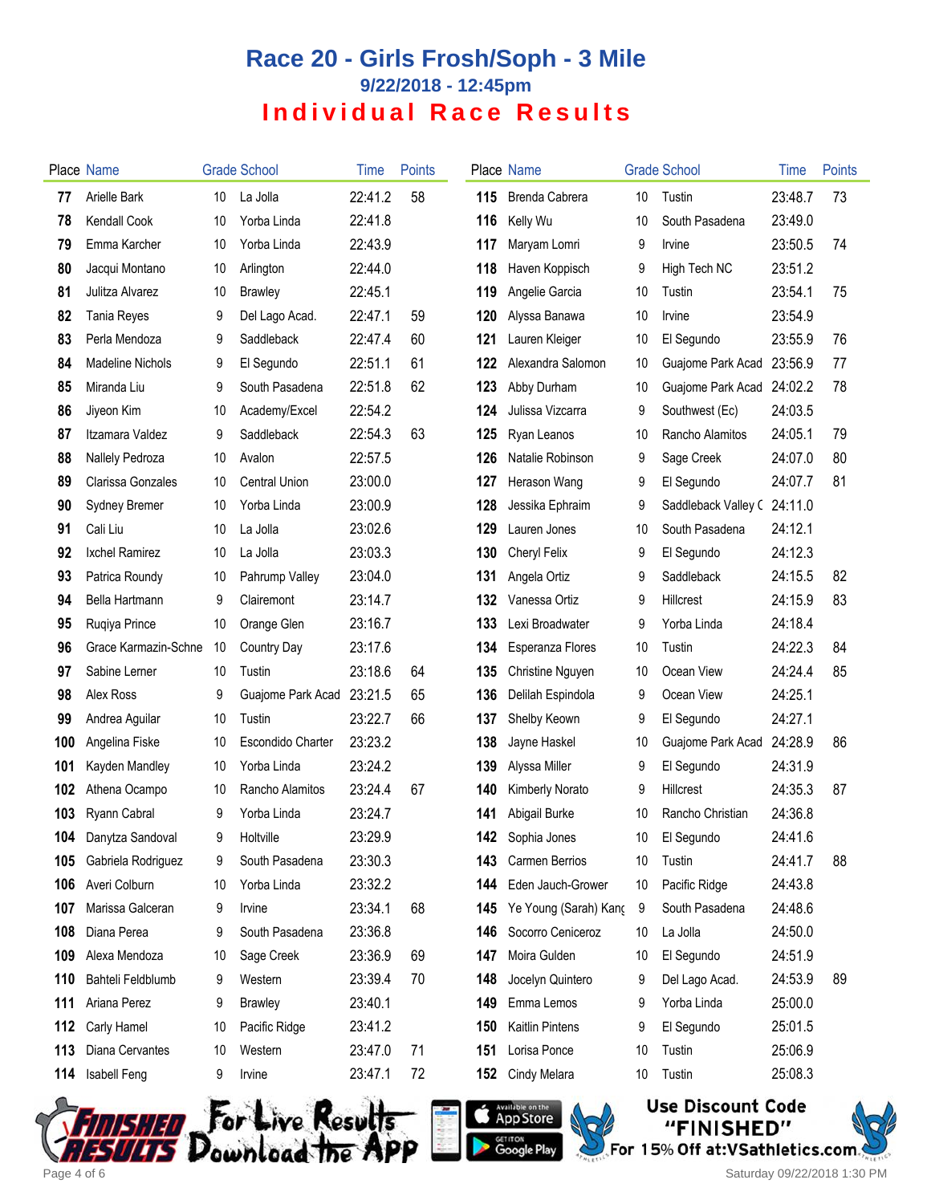# Race 20 - Girls Frosh/Soph - 3 Mile

## 9/22/2018 - 12:45pm

## Individual Race Results

| Place | Name | Grade | School | Time | Points |
|---|---|---|---|---|---|
| 77 | Arielle Bark | 10 | La Jolla | 22:41.2 | 58 |
| 78 | Kendall Cook | 10 | Yorba Linda | 22:41.8 | |
| 79 | Emma Karcher | 10 | Yorba Linda | 22:43.9 | |
| 80 | Jacqui Montano | 10 | Arlington | 22:44.0 | |
| 81 | Julitza Alvarez | 10 | Brawley | 22:45.1 | |
| 82 | Tania Reyes | 9 | Del Lago Acad. | 22:47.1 | 59 |
| 83 | Perla Mendoza | 9 | Saddleback | 22:47.4 | 60 |
| 84 | Madeline Nichols | 9 | El Segundo | 22:51.1 | 61 |
| 85 | Miranda Liu | 9 | South Pasadena | 22:51.8 | 62 |
| 86 | Jiyeon Kim | 10 | Academy/Excel | 22:54.2 | |
| 87 | Itzamara Valdez | 9 | Saddleback | 22:54.3 | 63 |
| 88 | Nallely Pedroza | 10 | Avalon | 22:57.5 | |
| 89 | Clarissa Gonzales | 10 | Central Union | 23:00.0 | |
| 90 | Sydney Bremer | 10 | Yorba Linda | 23:00.9 | |
| 91 | Cali Liu | 10 | La Jolla | 23:02.6 | |
| 92 | Ixchel Ramirez | 10 | La Jolla | 23:03.3 | |
| 93 | Patrica Roundy | 10 | Pahrump Valley | 23:04.0 | |
| 94 | Bella Hartmann | 9 | Clairemont | 23:14.7 | |
| 95 | Ruqiya Prince | 10 | Orange Glen | 23:16.7 | |
| 96 | Grace Karmazin-Schne | 10 | Country Day | 23:17.6 | |
| 97 | Sabine Lerner | 10 | Tustin | 23:18.6 | 64 |
| 98 | Alex Ross | 9 | Guajome Park Acad | 23:21.5 | 65 |
| 99 | Andrea Aguilar | 10 | Tustin | 23:22.7 | 66 |
| 100 | Angelina Fiske | 10 | Escondido Charter | 23:23.2 | |
| 101 | Kayden Mandley | 10 | Yorba Linda | 23:24.2 | |
| 102 | Athena Ocampo | 10 | Rancho Alamitos | 23:24.4 | 67 |
| 103 | Ryann Cabral | 9 | Yorba Linda | 23:24.7 | |
| 104 | Danytza Sandoval | 9 | Holtville | 23:29.9 | |
| 105 | Gabriela Rodriguez | 9 | South Pasadena | 23:30.3 | |
| 106 | Averi Colburn | 10 | Yorba Linda | 23:32.2 | |
| 107 | Marissa Galceran | 9 | Irvine | 23:34.1 | 68 |
| 108 | Diana Perea | 9 | South Pasadena | 23:36.8 | |
| 109 | Alexa Mendoza | 10 | Sage Creek | 23:36.9 | 69 |
| 110 | Bahteli Feldblumb | 9 | Western | 23:39.4 | 70 |
| 111 | Ariana Perez | 9 | Brawley | 23:40.1 | |
| 112 | Carly Hamel | 10 | Pacific Ridge | 23:41.2 | |
| 113 | Diana Cervantes | 10 | Western | 23:47.0 | 71 |
| 114 | Isabell Feng | 9 | Irvine | 23:47.1 | 72 |
| 115 | Brenda Cabrera | 10 | Tustin | 23:48.7 | 73 |
| 116 | Kelly Wu | 10 | South Pasadena | 23:49.0 | |
| 117 | Maryam Lomri | 9 | Irvine | 23:50.5 | 74 |
| 118 | Haven Koppisch | 9 | High Tech NC | 23:51.2 | |
| 119 | Angelie Garcia | 10 | Tustin | 23:54.1 | 75 |
| 120 | Alyssa Banawa | 10 | Irvine | 23:54.9 | |
| 121 | Lauren Kleiger | 10 | El Segundo | 23:55.9 | 76 |
| 122 | Alexandra Salomon | 10 | Guajome Park Acad | 23:56.9 | 77 |
| 123 | Abby Durham | 10 | Guajome Park Acad | 24:02.2 | 78 |
| 124 | Julissa Vizcarra | 9 | Southwest (Ec) | 24:03.5 | |
| 125 | Ryan Leanos | 10 | Rancho Alamitos | 24:05.1 | 79 |
| 126 | Natalie Robinson | 9 | Sage Creek | 24:07.0 | 80 |
| 127 | Herason Wang | 9 | El Segundo | 24:07.7 | 81 |
| 128 | Jessika Ephraim | 9 | Saddleback Valley C | 24:11.0 | |
| 129 | Lauren Jones | 10 | South Pasadena | 24:12.1 | |
| 130 | Cheryl Felix | 9 | El Segundo | 24:12.3 | |
| 131 | Angela Ortiz | 9 | Saddleback | 24:15.5 | 82 |
| 132 | Vanessa Ortiz | 9 | Hillcrest | 24:15.9 | 83 |
| 133 | Lexi Broadwater | 9 | Yorba Linda | 24:18.4 | |
| 134 | Esperanza Flores | 10 | Tustin | 24:22.3 | 84 |
| 135 | Christine Nguyen | 10 | Ocean View | 24:24.4 | 85 |
| 136 | Delilah Espindola | 9 | Ocean View | 24:25.1 | |
| 137 | Shelby Keown | 9 | El Segundo | 24:27.1 | |
| 138 | Jayne Haskel | 10 | Guajome Park Acad | 24:28.9 | 86 |
| 139 | Alyssa Miller | 9 | El Segundo | 24:31.9 | |
| 140 | Kimberly Norato | 9 | Hillcrest | 24:35.3 | 87 |
| 141 | Abigail Burke | 10 | Rancho Christian | 24:36.8 | |
| 142 | Sophia Jones | 10 | El Segundo | 24:41.6 | |
| 143 | Carmen Berrios | 10 | Tustin | 24:41.7 | 88 |
| 144 | Eden Jauch-Grower | 10 | Pacific Ridge | 24:43.8 | |
| 145 | Ye Young (Sarah) Kang | 9 | South Pasadena | 24:48.6 | |
| 146 | Socorro Ceniceroz | 10 | La Jolla | 24:50.0 | |
| 147 | Moira Gulden | 10 | El Segundo | 24:51.9 | |
| 148 | Jocelyn Quintero | 9 | Del Lago Acad. | 24:53.9 | 89 |
| 149 | Emma Lemos | 9 | Yorba Linda | 25:00.0 | |
| 150 | Kaitlin Pintens | 9 | El Segundo | 25:01.5 | |
| 151 | Lorisa Ponce | 10 | Tustin | 25:06.9 | |
| 152 | Cindy Melara | 10 | Tustin | 25:08.3 | |

For Live Results Download the App

Use Discount Code "FINISHED" For 15% Off at:VSathletics.com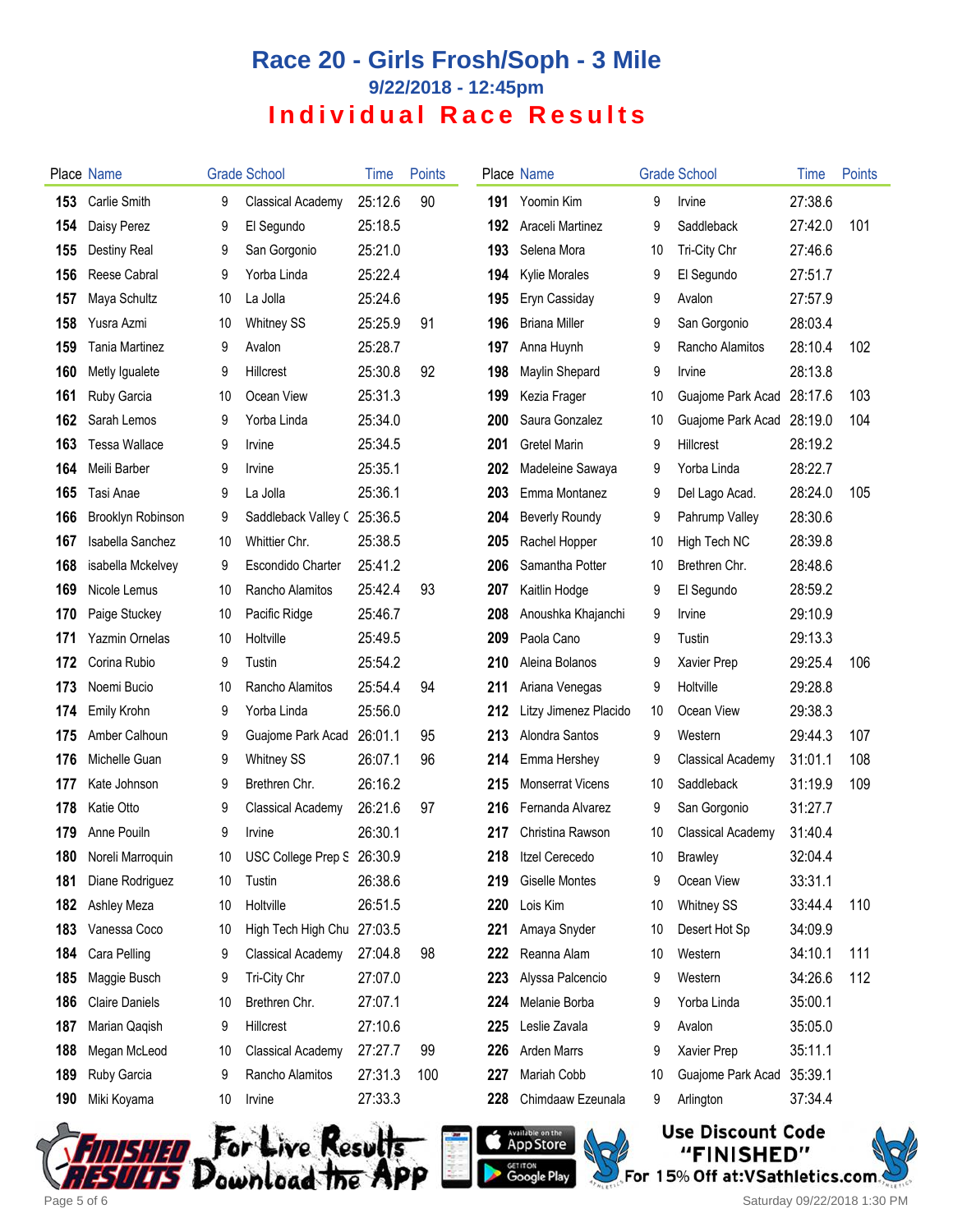# Race 20 - Girls Frosh/Soph - 3 Mile

### 9/22/2018 - 12:45pm

## Individual Race Results

| Place | Name | Grade | School | Time | Points |
|---|---|---|---|---|---|
| 153 | Carlie Smith | 9 | Classical Academy | 25:12.6 | 90 |
| 154 | Daisy Perez | 9 | El Segundo | 25:18.5 | |
| 155 | Destiny Real | 9 | San Gorgonio | 25:21.0 | |
| 156 | Reese Cabral | 9 | Yorba Linda | 25:22.4 | |
| 157 | Maya Schultz | 10 | La Jolla | 25:24.6 | |
| 158 | Yusra Azmi | 10 | Whitney SS | 25:25.9 | 91 |
| 159 | Tania Martinez | 9 | Avalon | 25:28.7 | |
| 160 | Metly Igualete | 9 | Hillcrest | 25:30.8 | 92 |
| 161 | Ruby Garcia | 10 | Ocean View | 25:31.3 | |
| 162 | Sarah Lemos | 9 | Yorba Linda | 25:34.0 | |
| 163 | Tessa Wallace | 9 | Irvine | 25:34.5 | |
| 164 | Meili Barber | 9 | Irvine | 25:35.1 | |
| 165 | Tasi Anae | 9 | La Jolla | 25:36.1 | |
| 166 | Brooklyn Robinson | 9 | Saddleback Valley ( | 25:36.5 | |
| 167 | Isabella Sanchez | 10 | Whittier Chr. | 25:38.5 | |
| 168 | isabella Mckelvey | 9 | Escondido Charter | 25:41.2 | |
| 169 | Nicole Lemus | 10 | Rancho Alamitos | 25:42.4 | 93 |
| 170 | Paige Stuckey | 10 | Pacific Ridge | 25:46.7 | |
| 171 | Yazmin Ornelas | 10 | Holtville | 25:49.5 | |
| 172 | Corina Rubio | 9 | Tustin | 25:54.2 | |
| 173 | Noemi Bucio | 10 | Rancho Alamitos | 25:54.4 | 94 |
| 174 | Emily Krohn | 9 | Yorba Linda | 25:56.0 | |
| 175 | Amber Calhoun | 9 | Guajome Park Acad | 26:01.1 | 95 |
| 176 | Michelle Guan | 9 | Whitney SS | 26:07.1 | 96 |
| 177 | Kate Johnson | 9 | Brethren Chr. | 26:16.2 | |
| 178 | Katie Otto | 9 | Classical Academy | 26:21.6 | 97 |
| 179 | Anne Pouiln | 9 | Irvine | 26:30.1 | |
| 180 | Noreli Marroquin | 10 | USC College Prep S | 26:30.9 | |
| 181 | Diane Rodriguez | 10 | Tustin | 26:38.6 | |
| 182 | Ashley Meza | 10 | Holtville | 26:51.5 | |
| 183 | Vanessa Coco | 10 | High Tech High Chu | 27:03.5 | |
| 184 | Cara Pelling | 9 | Classical Academy | 27:04.8 | 98 |
| 185 | Maggie Busch | 9 | Tri-City Chr | 27:07.0 | |
| 186 | Claire Daniels | 10 | Brethren Chr. | 27:07.1 | |
| 187 | Marian Qaqish | 9 | Hillcrest | 27:10.6 | |
| 188 | Megan McLeod | 10 | Classical Academy | 27:27.7 | 99 |
| 189 | Ruby Garcia | 9 | Rancho Alamitos | 27:31.3 | 100 |
| 190 | Miki Koyama | 10 | Irvine | 27:33.3 | |
| 191 | Yoomin Kim | 9 | Irvine | 27:38.6 | |
| 192 | Araceli Martinez | 9 | Saddleback | 27:42.0 | 101 |
| 193 | Selena Mora | 10 | Tri-City Chr | 27:46.6 | |
| 194 | Kylie Morales | 9 | El Segundo | 27:51.7 | |
| 195 | Eryn Cassiday | 9 | Avalon | 27:57.9 | |
| 196 | Briana Miller | 9 | San Gorgonio | 28:03.4 | |
| 197 | Anna Huynh | 9 | Rancho Alamitos | 28:10.4 | 102 |
| 198 | Maylin Shepard | 9 | Irvine | 28:13.8 | |
| 199 | Kezia Frager | 10 | Guajome Park Acad | 28:17.6 | 103 |
| 200 | Saura Gonzalez | 10 | Guajome Park Acad | 28:19.0 | 104 |
| 201 | Gretel Marin | 9 | Hillcrest | 28:19.2 | |
| 202 | Madeleine Sawaya | 9 | Yorba Linda | 28:22.7 | |
| 203 | Emma Montanez | 9 | Del Lago Acad. | 28:24.0 | 105 |
| 204 | Beverly Roundy | 9 | Pahrump Valley | 28:30.6 | |
| 205 | Rachel Hopper | 10 | High Tech NC | 28:39.8 | |
| 206 | Samantha Potter | 10 | Brethren Chr. | 28:48.6 | |
| 207 | Kaitlin Hodge | 9 | El Segundo | 28:59.2 | |
| 208 | Anoushka Khajanchi | 9 | Irvine | 29:10.9 | |
| 209 | Paola Cano | 9 | Tustin | 29:13.3 | |
| 210 | Aleina Bolanos | 9 | Xavier Prep | 29:25.4 | 106 |
| 211 | Ariana Venegas | 9 | Holtville | 29:28.8 | |
| 212 | Litzy Jimenez Placido | 10 | Ocean View | 29:38.3 | |
| 213 | Alondra Santos | 9 | Western | 29:44.3 | 107 |
| 214 | Emma Hershey | 9 | Classical Academy | 31:01.1 | 108 |
| 215 | Monserrat Vicens | 10 | Saddleback | 31:19.9 | 109 |
| 216 | Fernanda Alvarez | 9 | San Gorgonio | 31:27.7 | |
| 217 | Christina Rawson | 10 | Classical Academy | 31:40.4 | |
| 218 | Itzel Cerecedo | 10 | Brawley | 32:04.4 | |
| 219 | Giselle Montes | 9 | Ocean View | 33:31.1 | |
| 220 | Lois Kim | 10 | Whitney SS | 33:44.4 | 110 |
| 221 | Amaya Snyder | 10 | Desert Hot Sp | 34:09.9 | |
| 222 | Reanna Alam | 10 | Western | 34:10.1 | 111 |
| 223 | Alyssa Palcencio | 9 | Western | 34:26.6 | 112 |
| 224 | Melanie Borba | 9 | Yorba Linda | 35:00.1 | |
| 225 | Leslie Zavala | 9 | Avalon | 35:05.0 | |
| 226 | Arden Marrs | 9 | Xavier Prep | 35:11.1 | |
| 227 | Mariah Cobb | 10 | Guajome Park Acad | 35:39.1 | |
| 228 | Chimdaaw Ezeunala | 9 | Arlington | 37:34.4 | |

Finished Results — For Live Results Download the App — Available on the App Store / Get it on Google Play

Use Discount Code "FINISHED" For 15% Off at:VSathletics.com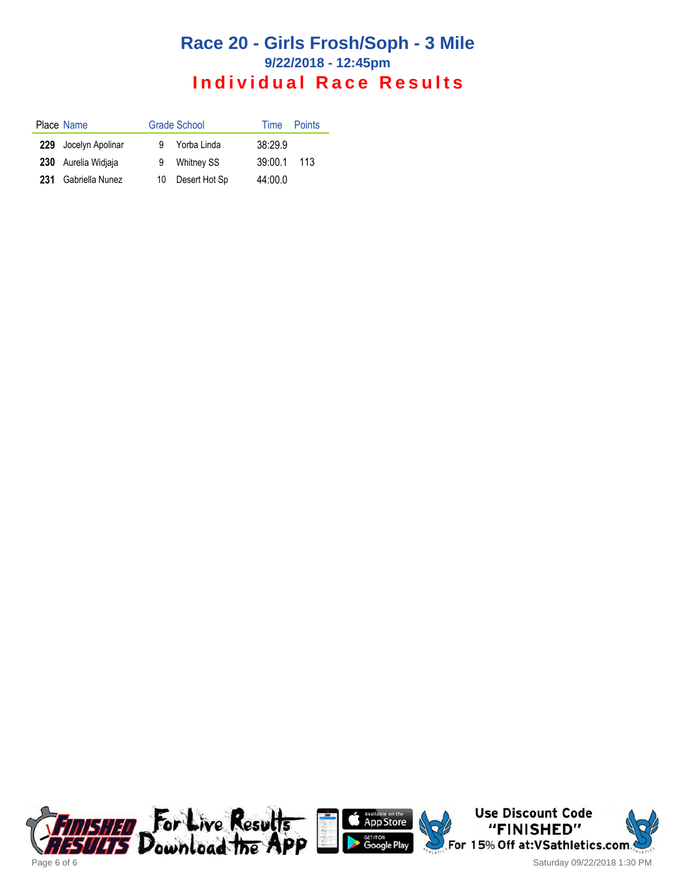# Race 20 - Girls Frosh/Soph - 3 Mile

## 9/22/2018 - 12:45pm

## Individual Race Results

| Place | Name | Grade | School | Time | Points |
|---|---|---|---|---|---|
| **229** | Jocelyn Apolinar | 9 | Yorba Linda | 38:29.9 | |
| **230** | Aurelia Widjaja | 9 | Whitney SS | 39:00.1 | 113 |
| **231** | Gabriella Nunez | 10 | Desert Hot Sp | 44:00.0 | |

FINISHED RESULTS For Live Results Download the APP

Available on the App Store

GET IT ON Google Play

Use Discount Code "FINISHED" For 15% Off at:VSathletics.com

Saturday 09/22/2018 1:30 PM